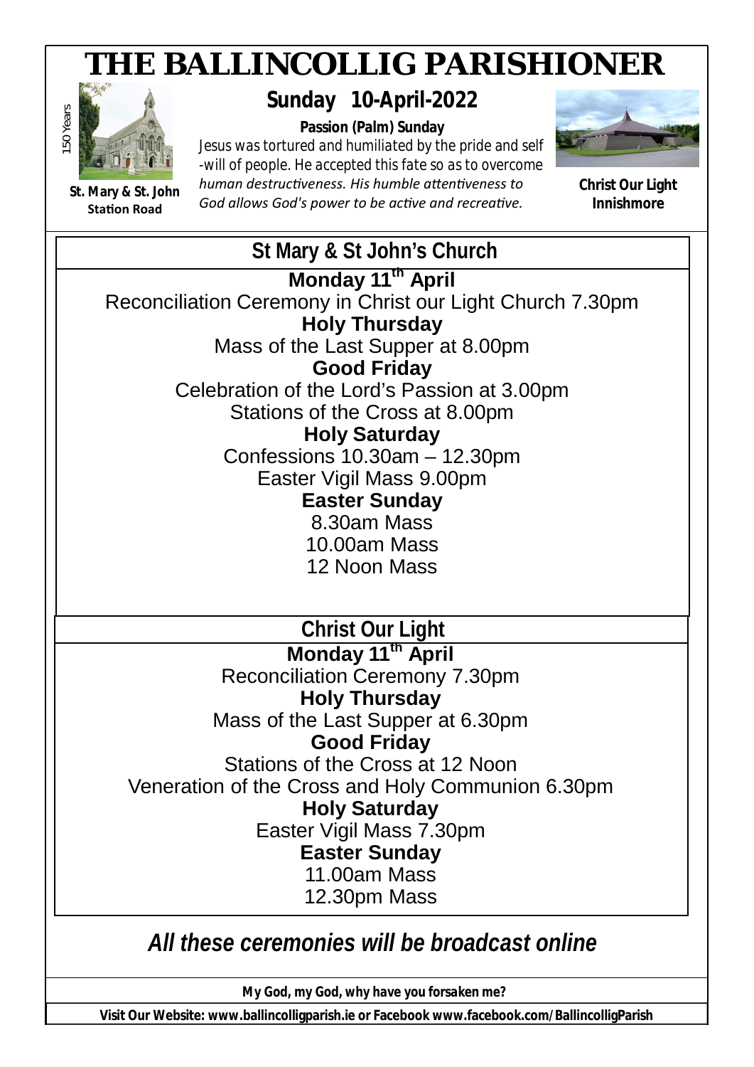# THE BALLINCOLLIG PARISHIONER

150 Years

**St. Mary & St. John**
**Station Road**

## Sunday 10-April-2022

**Passion (Palm) Sunday**

Jesus was tortured and humiliated by the pride and self-will of people. He accepted this fate so as to overcome *human destructiveness. His humble attentiveness to God allows God's power to be active and recreative.*

**Christ Our Light**
**Innishmore**

## St Mary & St John's Church

**Monday 11th April**

Reconciliation Ceremony in Christ our Light Church 7.30pm

**Holy Thursday**

Mass of the Last Supper at 8.00pm

**Good Friday**

Celebration of the Lord's Passion at 3.00pm

Stations of the Cross at 8.00pm

**Holy Saturday**

Confessions 10.30am – 12.30pm

Easter Vigil Mass 9.00pm

**Easter Sunday**

8.30am Mass

10.00am Mass

12 Noon Mass

## Christ Our Light

**Monday 11th April**

Reconciliation Ceremony 7.30pm

**Holy Thursday**

Mass of the Last Supper at 6.30pm

**Good Friday**

Stations of the Cross at 12 Noon

Veneration of the Cross and Holy Communion 6.30pm

**Holy Saturday**

Easter Vigil Mass 7.30pm

**Easter Sunday**

11.00am Mass

12.30pm Mass

***All these ceremonies will be broadcast online***

**My God, my God, why have you forsaken me?**

**Visit Our Website: www.ballincolligparish.ie or Facebook www.facebook.com/BallincolligParish**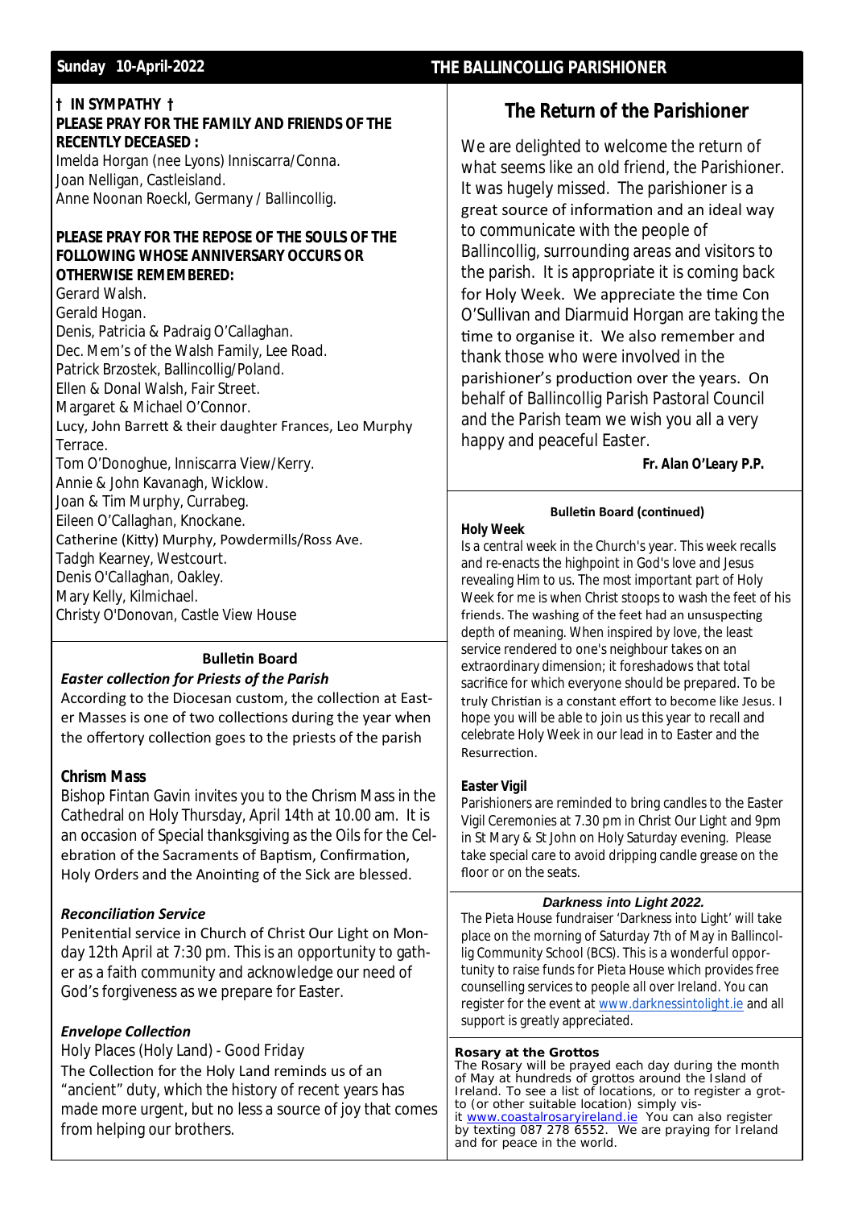**† IN SYMPATHY †**

**PLEASE PRAY FOR THE FAMILY AND FRIENDS OF THE RECENTLY DECEASED :**

Imelda Horgan (nee Lyons) Inniscarra/Conna.
Joan Nelligan, Castleisland.
Anne Noonan Roeckl, Germany / Ballincollig.

**PLEASE PRAY FOR THE REPOSE OF THE SOULS OF THE FOLLOWING WHOSE ANNIVERSARY OCCURS OR OTHERWISE REMEMBERED:**

Gerard Walsh.
Gerald Hogan.
Denis, Patricia & Padraig O'Callaghan.
Dec. Mem's of the Walsh Family, Lee Road.
Patrick Brzostek, Ballincollig/Poland.
Ellen & Donal Walsh, Fair Street.
Margaret & Michael O'Connor.
Lucy, John Barrett & their daughter Frances, Leo Murphy Terrace.
Tom O'Donoghue, Inniscarra View/Kerry.
Annie & John Kavanagh, Wicklow.
Joan & Tim Murphy, Currabeg.
Eileen O'Callaghan, Knockane.
Catherine (Kitty) Murphy, Powdermills/Ross Ave.
Tadgh Kearney, Westcourt.
Denis O'Callaghan, Oakley.
Mary Kelly, Kilmichael.
Christy O'Donovan, Castle View House

## Bulletin Board

***Easter collection for Priests of the Parish***

According to the Diocesan custom, the collection at Easter Masses is one of two collections during the year when the offertory collection goes to the priests of the parish

**Chrism Mass**

Bishop Fintan Gavin invites you to the Chrism Mass in the Cathedral on Holy Thursday, April 14th at 10.00 am. It is an occasion of Special thanksgiving as the Oils for the Celebration of the Sacraments of Baptism, Confirmation, Holy Orders and the Anointing of the Sick are blessed.

***Reconciliation Service***

Penitential service in Church of Christ Our Light on Monday 12th April at 7:30 pm. This is an opportunity to gather as a faith community and acknowledge our need of God's forgiveness as we prepare for Easter.

***Envelope Collection***

Holy Places (Holy Land) - Good Friday
The Collection for the Holy Land reminds us of an "ancient" duty, which the history of recent years has made more urgent, but no less a source of joy that comes from helping our brothers.

## *The Return of the Parishioner*

We are delighted to welcome the return of what seems like an old friend, the Parishioner. It was hugely missed. The parishioner is a great source of information and an ideal way to communicate with the people of Ballincollig, surrounding areas and visitors to the parish. It is appropriate it is coming back for Holy Week. We appreciate the time Con O'Sullivan and Diarmuid Horgan are taking the time to organise it. We also remember and thank those who were involved in the parishioner's production over the years. On behalf of Ballincollig Parish Pastoral Council and the Parish team we wish you all a very happy and peaceful Easter.

***Fr. Alan O'Leary P.P.***

### Bulletin Board (continued)

**Holy Week**

Is a central week in the Church's year. This week recalls and re-enacts the highpoint in God's love and Jesus revealing Him to us. The most important part of Holy Week for me is when Christ stoops to wash the feet of his friends. The washing of the feet had an unsuspecting depth of meaning. When inspired by love, the least service rendered to one's neighbour takes on an extraordinary dimension; it foreshadows that total sacrifice for which everyone should be prepared. To be truly Christian is a constant effort to become like Jesus. I hope you will be able to join us this year to recall and celebrate Holy Week in our lead in to Easter and the Resurrection.

**Easter Vigil**

Parishioners are reminded to bring candles to the Easter Vigil Ceremonies at 7.30 pm in Christ Our Light and 9pm in St Mary & St John on Holy Saturday evening. Please take special care to avoid dripping candle grease on the floor or on the seats.

***Darkness into Light 2022.***

The Pieta House fundraiser 'Darkness into Light' will take place on the morning of Saturday 7th of May in Ballincollig Community School (BCS). This is a wonderful opportunity to raise funds for Pieta House which provides free counselling services to people all over Ireland. You can register for the event at www.darknessintolight.ie and all support is greatly appreciated.

**Rosary at the Grottos**

The Rosary will be prayed each day during the month of May at hundreds of grottos around the Island of Ireland. To see a list of locations, or to register a grotto (or other suitable location) simply visit www.coastalrosaryireland.ie You can also register by texting 087 278 6552. We are praying for Ireland and for peace in the world.